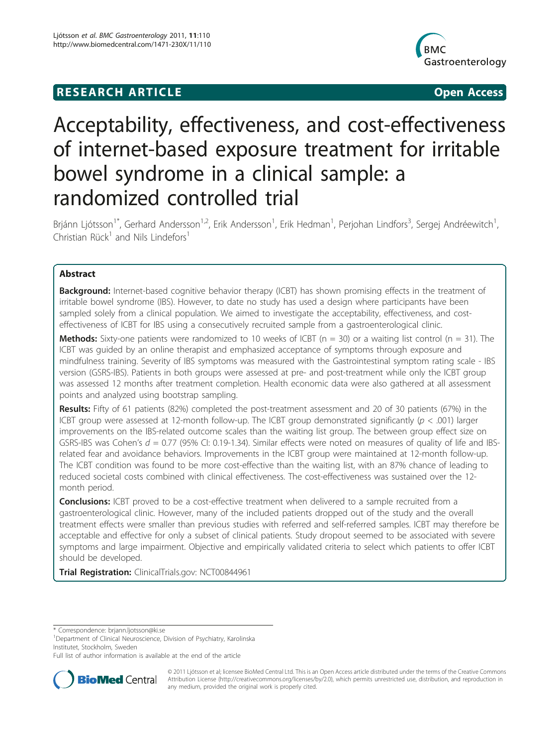**RESEARCH ARTICLE** **Open Access**

# Acceptability, effectiveness, and cost-effectiveness of internet-based exposure treatment for irritable bowel syndrome in a clinical sample: a randomized controlled trial

Brjánn Ljótsson[1*], Gerhard Andersson[1,2], Erik Andersson[1], Erik Hedman[1], Perjohan Lindfors[3], Sergej Andréewitch[1], Christian Rück[1] and Nils Lindefors[1]

## Abstract

**Background:** Internet-based cognitive behavior therapy (ICBT) has shown promising effects in the treatment of irritable bowel syndrome (IBS). However, to date no study has used a design where participants have been sampled solely from a clinical population. We aimed to investigate the acceptability, effectiveness, and cost-effectiveness of ICBT for IBS using a consecutively recruited sample from a gastroenterological clinic.

**Methods:** Sixty-one patients were randomized to 10 weeks of ICBT (n = 30) or a waiting list control (n = 31). The ICBT was guided by an online therapist and emphasized acceptance of symptoms through exposure and mindfulness training. Severity of IBS symptoms was measured with the Gastrointestinal symptom rating scale - IBS version (GSRS-IBS). Patients in both groups were assessed at pre- and post-treatment while only the ICBT group was assessed 12 months after treatment completion. Health economic data were also gathered at all assessment points and analyzed using bootstrap sampling.

**Results:** Fifty of 61 patients (82%) completed the post-treatment assessment and 20 of 30 patients (67%) in the ICBT group were assessed at 12-month follow-up. The ICBT group demonstrated significantly ($p < .001$) larger improvements on the IBS-related outcome scales than the waiting list group. The between group effect size on GSRS-IBS was Cohen's $d = 0.77$ (95% CI: 0.19-1.34). Similar effects were noted on measures of quality of life and IBS-related fear and avoidance behaviors. Improvements in the ICBT group were maintained at 12-month follow-up. The ICBT condition was found to be more cost-effective than the waiting list, with an 87% chance of leading to reduced societal costs combined with clinical effectiveness. The cost-effectiveness was sustained over the 12-month period.

**Conclusions:** ICBT proved to be a cost-effective treatment when delivered to a sample recruited from a gastroenterological clinic. However, many of the included patients dropped out of the study and the overall treatment effects were smaller than previous studies with referred and self-referred samples. ICBT may therefore be acceptable and effective for only a subset of clinical patients. Study dropout seemed to be associated with severe symptoms and large impairment. Objective and empirically validated criteria to select which patients to offer ICBT should be developed.

**Trial Registration:** ClinicalTrials.gov: NCT00844961

* Correspondence: brjann.ljotsson@ki.se
[1]Department of Clinical Neuroscience, Division of Psychiatry, Karolinska Institutet, Stockholm, Sweden
Full list of author information is available at the end of the article

© 2011 Ljótsson et al; licensee BioMed Central Ltd. This is an Open Access article distributed under the terms of the Creative Commons Attribution License (http://creativecommons.org/licenses/by/2.0), which permits unrestricted use, distribution, and reproduction in any medium, provided the original work is properly cited.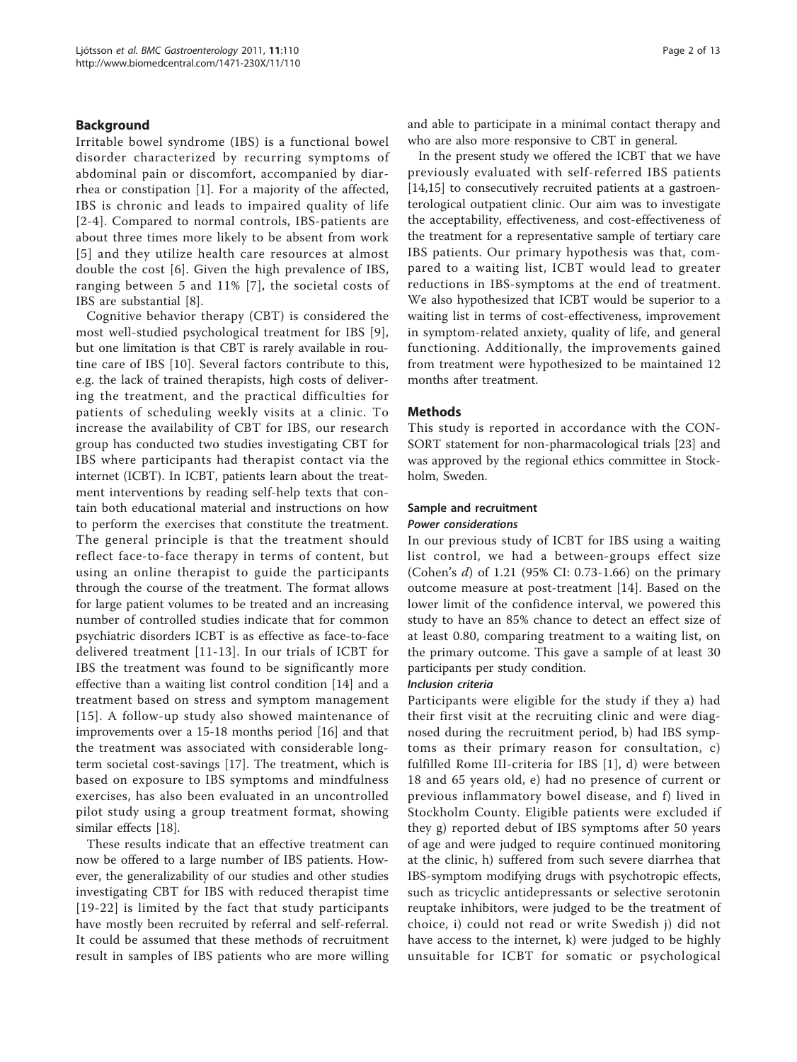## Background

Irritable bowel syndrome (IBS) is a functional bowel disorder characterized by recurring symptoms of abdominal pain or discomfort, accompanied by diarrhea or constipation [1]. For a majority of the affected, IBS is chronic and leads to impaired quality of life [2-4]. Compared to normal controls, IBS-patients are about three times more likely to be absent from work [5] and they utilize health care resources at almost double the cost [6]. Given the high prevalence of IBS, ranging between 5 and 11% [7], the societal costs of IBS are substantial [8].

Cognitive behavior therapy (CBT) is considered the most well-studied psychological treatment for IBS [9], but one limitation is that CBT is rarely available in routine care of IBS [10]. Several factors contribute to this, e.g. the lack of trained therapists, high costs of delivering the treatment, and the practical difficulties for patients of scheduling weekly visits at a clinic. To increase the availability of CBT for IBS, our research group has conducted two studies investigating CBT for IBS where participants had therapist contact via the internet (ICBT). In ICBT, patients learn about the treatment interventions by reading self-help texts that contain both educational material and instructions on how to perform the exercises that constitute the treatment. The general principle is that the treatment should reflect face-to-face therapy in terms of content, but using an online therapist to guide the participants through the course of the treatment. The format allows for large patient volumes to be treated and an increasing number of controlled studies indicate that for common psychiatric disorders ICBT is as effective as face-to-face delivered treatment [11-13]. In our trials of ICBT for IBS the treatment was found to be significantly more effective than a waiting list control condition [14] and a treatment based on stress and symptom management [15]. A follow-up study also showed maintenance of improvements over a 15-18 months period [16] and that the treatment was associated with considerable long-term societal cost-savings [17]. The treatment, which is based on exposure to IBS symptoms and mindfulness exercises, has also been evaluated in an uncontrolled pilot study using a group treatment format, showing similar effects [18].

These results indicate that an effective treatment can now be offered to a large number of IBS patients. However, the generalizability of our studies and other studies investigating CBT for IBS with reduced therapist time [19-22] is limited by the fact that study participants have mostly been recruited by referral and self-referral. It could be assumed that these methods of recruitment result in samples of IBS patients who are more willing and able to participate in a minimal contact therapy and who are also more responsive to CBT in general.

In the present study we offered the ICBT that we have previously evaluated with self-referred IBS patients [14,15] to consecutively recruited patients at a gastroenterological outpatient clinic. Our aim was to investigate the acceptability, effectiveness, and cost-effectiveness of the treatment for a representative sample of tertiary care IBS patients. Our primary hypothesis was that, compared to a waiting list, ICBT would lead to greater reductions in IBS-symptoms at the end of treatment. We also hypothesized that ICBT would be superior to a waiting list in terms of cost-effectiveness, improvement in symptom-related anxiety, quality of life, and general functioning. Additionally, the improvements gained from treatment were hypothesized to be maintained 12 months after treatment.

## Methods

This study is reported in accordance with the CONSORT statement for non-pharmacological trials [23] and was approved by the regional ethics committee in Stockholm, Sweden.

### Sample and recruitment

#### *Power considerations*

In our previous study of ICBT for IBS using a waiting list control, we had a between-groups effect size (Cohen's *d*) of 1.21 (95% CI: 0.73-1.66) on the primary outcome measure at post-treatment [14]. Based on the lower limit of the confidence interval, we powered this study to have an 85% chance to detect an effect size of at least 0.80, comparing treatment to a waiting list, on the primary outcome. This gave a sample of at least 30 participants per study condition.

#### *Inclusion criteria*

Participants were eligible for the study if they a) had their first visit at the recruiting clinic and were diagnosed during the recruitment period, b) had IBS symptoms as their primary reason for consultation, c) fulfilled Rome III-criteria for IBS [1], d) were between 18 and 65 years old, e) had no presence of current or previous inflammatory bowel disease, and f) lived in Stockholm County. Eligible patients were excluded if they g) reported debut of IBS symptoms after 50 years of age and were judged to require continued monitoring at the clinic, h) suffered from such severe diarrhea that IBS-symptom modifying drugs with psychotropic effects, such as tricyclic antidepressants or selective serotonin reuptake inhibitors, were judged to be the treatment of choice, i) could not read or write Swedish j) did not have access to the internet, k) were judged to be highly unsuitable for ICBT for somatic or psychological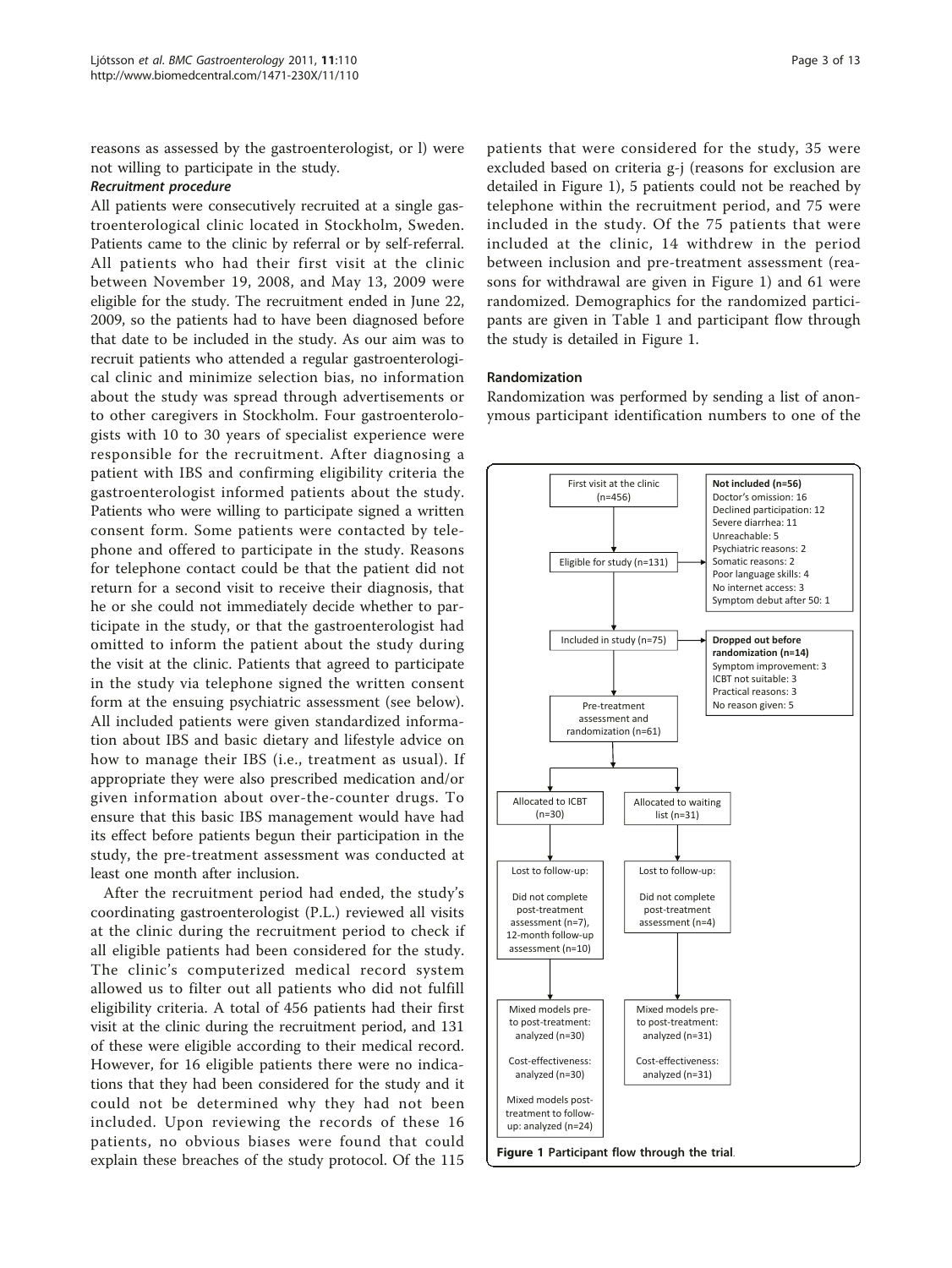reasons as assessed by the gastroenterologist, or l) were not willing to participate in the study.

#### *Recruitment procedure*

All patients were consecutively recruited at a single gastroenterological clinic located in Stockholm, Sweden. Patients came to the clinic by referral or by self-referral. All patients who had their first visit at the clinic between November 19, 2008, and May 13, 2009 were eligible for the study. The recruitment ended in June 22, 2009, so the patients had to have been diagnosed before that date to be included in the study. As our aim was to recruit patients who attended a regular gastroenterological clinic and minimize selection bias, no information about the study was spread through advertisements or to other caregivers in Stockholm. Four gastroenterologists with 10 to 30 years of specialist experience were responsible for the recruitment. After diagnosing a patient with IBS and confirming eligibility criteria the gastroenterologist informed patients about the study. Patients who were willing to participate signed a written consent form. Some patients were contacted by telephone and offered to participate in the study. Reasons for telephone contact could be that the patient did not return for a second visit to receive their diagnosis, that he or she could not immediately decide whether to participate in the study, or that the gastroenterologist had omitted to inform the patient about the study during the visit at the clinic. Patients that agreed to participate in the study via telephone signed the written consent form at the ensuing psychiatric assessment (see below). All included patients were given standardized information about IBS and basic dietary and lifestyle advice on how to manage their IBS (i.e., treatment as usual). If appropriate they were also prescribed medication and/or given information about over-the-counter drugs. To ensure that this basic IBS management would have had its effect before patients begun their participation in the study, the pre-treatment assessment was conducted at least one month after inclusion.

After the recruitment period had ended, the study's coordinating gastroenterologist (P.L.) reviewed all visits at the clinic during the recruitment period to check if all eligible patients had been considered for the study. The clinic's computerized medical record system allowed us to filter out all patients who did not fulfill eligibility criteria. A total of 456 patients had their first visit at the clinic during the recruitment period, and 131 of these were eligible according to their medical record. However, for 16 eligible patients there were no indications that they had been considered for the study and it could not be determined why they had not been included. Upon reviewing the records of these 16 patients, no obvious biases were found that could explain these breaches of the study protocol. Of the 115 patients that were considered for the study, 35 were excluded based on criteria g-j (reasons for exclusion are detailed in Figure 1), 5 patients could not be reached by telephone within the recruitment period, and 75 were included in the study. Of the 75 patients that were included at the clinic, 14 withdrew in the period between inclusion and pre-treatment assessment (reasons for withdrawal are given in Figure 1) and 61 were randomized. Demographics for the randomized participants are given in Table 1 and participant flow through the study is detailed in Figure 1.

### Randomization

Randomization was performed by sending a list of anonymous participant identification numbers to one of the

First visit at the clinic (n=456)

Eligible for study (n=131)

Not included (n=56)
Doctor's omission: 16
Declined participation: 12
Severe diarrhea: 11
Unreachable: 5
Psychiatric reasons: 2
Somatic reasons: 2
Poor language skills: 4
No internet access: 3
Symptom debut after 50: 1

Included in study (n=75)

Dropped out before randomization (n=14)
Symptom improvement: 3
ICBT not suitable: 3
Practical reasons: 3
No reason given: 5

Pre-treatment assessment and randomization (n=61)

Allocated to ICBT (n=30)

Allocated to waiting list (n=31)

Lost to follow-up:
Did not complete post-treatment assessment (n=7), 12-month follow-up assessment (n=10)

Lost to follow-up:
Did not complete post-treatment assessment (n=4)

Mixed models pre- to post-treatment: analyzed (n=30)
Cost-effectiveness: analyzed (n=30)
Mixed models post-treatment to follow-up: analyzed (n=24)

Mixed models pre- to post-treatment: analyzed (n=31)
Cost-effectiveness: analyzed (n=31)

**Figure 1 Participant flow through the trial**.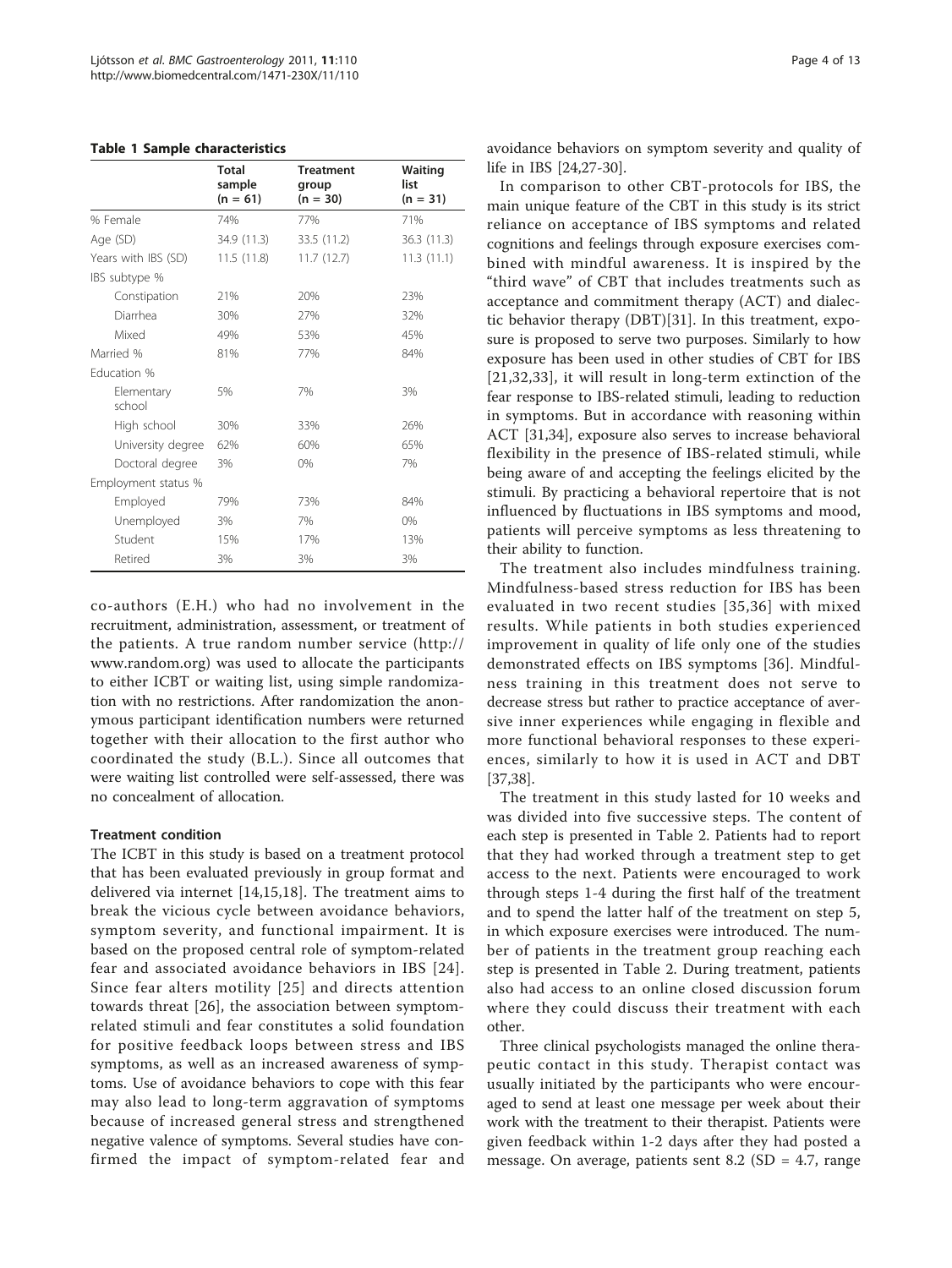**Table 1 Sample characteristics**

| | Total sample (n = 61) | Treatment group (n = 30) | Waiting list (n = 31) |
|---|---|---|---|
| % Female | 74% | 77% | 71% |
| Age (SD) | 34.9 (11.3) | 33.5 (11.2) | 36.3 (11.3) |
| Years with IBS (SD) | 11.5 (11.8) | 11.7 (12.7) | 11.3 (11.1) |
| IBS subtype % | | | |
| Constipation | 21% | 20% | 23% |
| Diarrhea | 30% | 27% | 32% |
| Mixed | 49% | 53% | 45% |
| Married % | 81% | 77% | 84% |
| Education % | | | |
| Elementary school | 5% | 7% | 3% |
| High school | 30% | 33% | 26% |
| University degree | 62% | 60% | 65% |
| Doctoral degree | 3% | 0% | 7% |
| Employment status % | | | |
| Employed | 79% | 73% | 84% |
| Unemployed | 3% | 7% | 0% |
| Student | 15% | 17% | 13% |
| Retired | 3% | 3% | 3% |

co-authors (E.H.) who had no involvement in the recruitment, administration, assessment, or treatment of the patients. A true random number service (http://www.random.org) was used to allocate the participants to either ICBT or waiting list, using simple randomization with no restrictions. After randomization the anonymous participant identification numbers were returned together with their allocation to the first author who coordinated the study (B.L.). Since all outcomes that were waiting list controlled were self-assessed, there was no concealment of allocation.

### Treatment condition

The ICBT in this study is based on a treatment protocol that has been evaluated previously in group format and delivered via internet [14,15,18]. The treatment aims to break the vicious cycle between avoidance behaviors, symptom severity, and functional impairment. It is based on the proposed central role of symptom-related fear and associated avoidance behaviors in IBS [24]. Since fear alters motility [25] and directs attention towards threat [26], the association between symptom-related stimuli and fear constitutes a solid foundation for positive feedback loops between stress and IBS symptoms, as well as an increased awareness of symptoms. Use of avoidance behaviors to cope with this fear may also lead to long-term aggravation of symptoms because of increased general stress and strengthened negative valence of symptoms. Several studies have confirmed the impact of symptom-related fear and avoidance behaviors on symptom severity and quality of life in IBS [24,27-30].

In comparison to other CBT-protocols for IBS, the main unique feature of the CBT in this study is its strict reliance on acceptance of IBS symptoms and related cognitions and feelings through exposure exercises combined with mindful awareness. It is inspired by the "third wave" of CBT that includes treatments such as acceptance and commitment therapy (ACT) and dialectic behavior therapy (DBT)[31]. In this treatment, exposure is proposed to serve two purposes. Similarly to how exposure has been used in other studies of CBT for IBS [21,32,33], it will result in long-term extinction of the fear response to IBS-related stimuli, leading to reduction in symptoms. But in accordance with reasoning within ACT [31,34], exposure also serves to increase behavioral flexibility in the presence of IBS-related stimuli, while being aware of and accepting the feelings elicited by the stimuli. By practicing a behavioral repertoire that is not influenced by fluctuations in IBS symptoms and mood, patients will perceive symptoms as less threatening to their ability to function.

The treatment also includes mindfulness training. Mindfulness-based stress reduction for IBS has been evaluated in two recent studies [35,36] with mixed results. While patients in both studies experienced improvement in quality of life only one of the studies demonstrated effects on IBS symptoms [36]. Mindfulness training in this treatment does not serve to decrease stress but rather to practice acceptance of aversive inner experiences while engaging in flexible and more functional behavioral responses to these experiences, similarly to how it is used in ACT and DBT [37,38].

The treatment in this study lasted for 10 weeks and was divided into five successive steps. The content of each step is presented in Table 2. Patients had to report that they had worked through a treatment step to get access to the next. Patients were encouraged to work through steps 1-4 during the first half of the treatment and to spend the latter half of the treatment on step 5, in which exposure exercises were introduced. The number of patients in the treatment group reaching each step is presented in Table 2. During treatment, patients also had access to an online closed discussion forum where they could discuss their treatment with each other.

Three clinical psychologists managed the online therapeutic contact in this study. Therapist contact was usually initiated by the participants who were encouraged to send at least one message per week about their work with the treatment to their therapist. Patients were given feedback within 1-2 days after they had posted a message. On average, patients sent 8.2 (SD = 4.7, range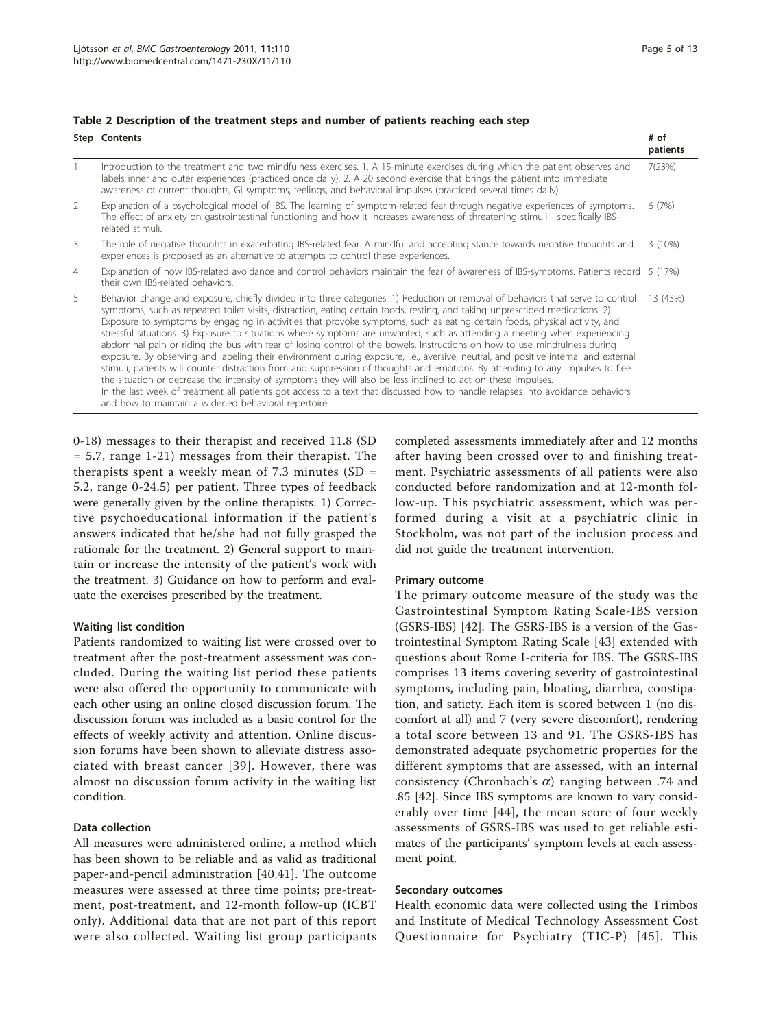**Table 2 Description of the treatment steps and number of patients reaching each step**

| Step | Contents | # of patients |
|---|---|---|
| 1 | Introduction to the treatment and two mindfulness exercises. 1. A 15-minute exercises during which the patient observes and labels inner and outer experiences (practiced once daily). 2. A 20 second exercise that brings the patient into immediate awareness of current thoughts, GI symptoms, feelings, and behavioral impulses (practiced several times daily). | 7(23%) |
| 2 | Explanation of a psychological model of IBS. The learning of symptom-related fear through negative experiences of symptoms. The effect of anxiety on gastrointestinal functioning and how it increases awareness of threatening stimuli - specifically IBS-related stimuli. | 6 (7%) |
| 3 | The role of negative thoughts in exacerbating IBS-related fear. A mindful and accepting stance towards negative thoughts and experiences is proposed as an alternative to attempts to control these experiences. | 3 (10%) |
| 4 | Explanation of how IBS-related avoidance and control behaviors maintain the fear of awareness of IBS-symptoms. Patients record their own IBS-related behaviors. | 5 (17%) |
| 5 | Behavior change and exposure, chiefly divided into three categories. 1) Reduction or removal of behaviors that serve to control symptoms, such as repeated toilet visits, distraction, eating certain foods, resting, and taking unprescribed medications. 2) Exposure to symptoms by engaging in activities that provoke symptoms, such as eating certain foods, physical activity, and stressful situations. 3) Exposure to situations where symptoms are unwanted, such as attending a meeting when experiencing abdominal pain or riding the bus with fear of losing control of the bowels. Instructions on how to use mindfulness during exposure. By observing and labeling their environment during exposure, i.e., aversive, neutral, and positive internal and external stimuli, patients will counter distraction from and suppression of thoughts and emotions. By attending to any impulses to flee the situation or decrease the intensity of symptoms they will also be less inclined to act on these impulses. In the last week of treatment all patients got access to a text that discussed how to handle relapses into avoidance behaviors and how to maintain a widened behavioral repertoire. | 13 (43%) |

0-18) messages to their therapist and received 11.8 (SD = 5.7, range 1-21) messages from their therapist. The therapists spent a weekly mean of 7.3 minutes (SD = 5.2, range 0-24.5) per patient. Three types of feedback were generally given by the online therapists: 1) Corrective psychoeducational information if the patient's answers indicated that he/she had not fully grasped the rationale for the treatment. 2) General support to maintain or increase the intensity of the patient's work with the treatment. 3) Guidance on how to perform and evaluate the exercises prescribed by the treatment.

#### Waiting list condition

Patients randomized to waiting list were crossed over to treatment after the post-treatment assessment was concluded. During the waiting list period these patients were also offered the opportunity to communicate with each other using an online closed discussion forum. The discussion forum was included as a basic control for the effects of weekly activity and attention. Online discussion forums have been shown to alleviate distress associated with breast cancer [39]. However, there was almost no discussion forum activity in the waiting list condition.

#### Data collection

All measures were administered online, a method which has been shown to be reliable and as valid as traditional paper-and-pencil administration [40,41]. The outcome measures were assessed at three time points; pre-treatment, post-treatment, and 12-month follow-up (ICBT only). Additional data that are not part of this report were also collected. Waiting list group participants completed assessments immediately after and 12 months after having been crossed over to and finishing treatment. Psychiatric assessments of all patients were also conducted before randomization and at 12-month follow-up. This psychiatric assessment, which was performed during a visit at a psychiatric clinic in Stockholm, was not part of the inclusion process and did not guide the treatment intervention.

#### Primary outcome

The primary outcome measure of the study was the Gastrointestinal Symptom Rating Scale-IBS version (GSRS-IBS) [42]. The GSRS-IBS is a version of the Gastrointestinal Symptom Rating Scale [43] extended with questions about Rome I-criteria for IBS. The GSRS-IBS comprises 13 items covering severity of gastrointestinal symptoms, including pain, bloating, diarrhea, constipation, and satiety. Each item is scored between 1 (no discomfort at all) and 7 (very severe discomfort), rendering a total score between 13 and 91. The GSRS-IBS has demonstrated adequate psychometric properties for the different symptoms that are assessed, with an internal consistency (Chronbach's $\alpha$) ranging between .74 and .85 [42]. Since IBS symptoms are known to vary considerably over time [44], the mean score of four weekly assessments of GSRS-IBS was used to get reliable estimates of the participants' symptom levels at each assessment point.

#### Secondary outcomes

Health economic data were collected using the Trimbos and Institute of Medical Technology Assessment Cost Questionnaire for Psychiatry (TIC-P) [45]. This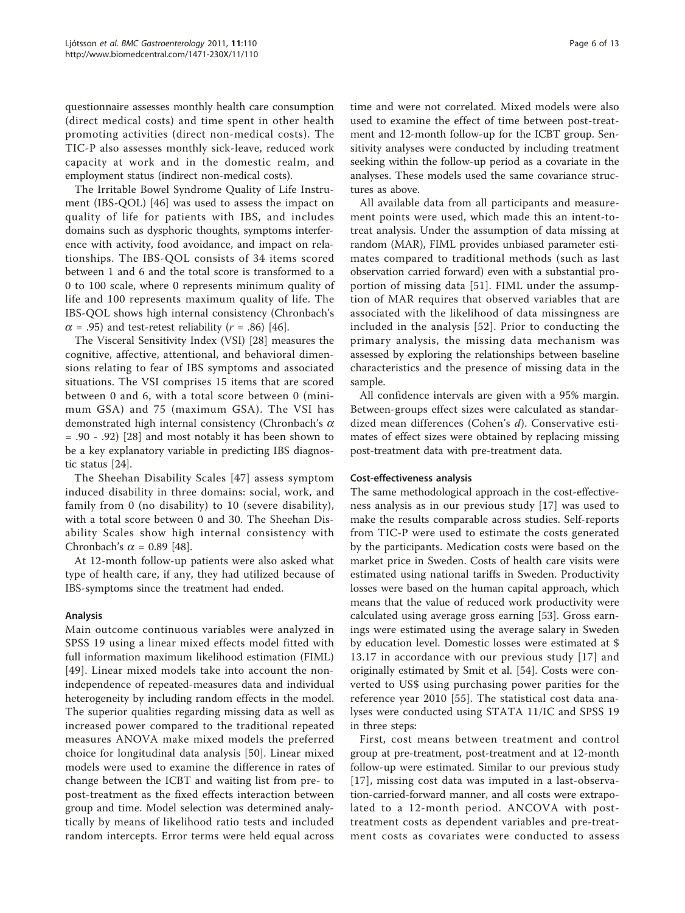questionnaire assesses monthly health care consumption (direct medical costs) and time spent in other health promoting activities (direct non-medical costs). The TIC-P also assesses monthly sick-leave, reduced work capacity at work and in the domestic realm, and employment status (indirect non-medical costs).

The Irritable Bowel Syndrome Quality of Life Instrument (IBS-QOL) [46] was used to assess the impact on quality of life for patients with IBS, and includes domains such as dysphoric thoughts, symptoms interference with activity, food avoidance, and impact on relationships. The IBS-QOL consists of 34 items scored between 1 and 6 and the total score is transformed to a 0 to 100 scale, where 0 represents minimum quality of life and 100 represents maximum quality of life. The IBS-QOL shows high internal consistency (Chronbach's $\alpha = .95$) and test-retest reliability ($r = .86$) [46].

The Visceral Sensitivity Index (VSI) [28] measures the cognitive, affective, attentional, and behavioral dimensions relating to fear of IBS symptoms and associated situations. The VSI comprises 15 items that are scored between 0 and 6, with a total score between 0 (minimum GSA) and 75 (maximum GSA). The VSI has demonstrated high internal consistency (Chronbach's $\alpha = .90$ - $.92$) [28] and most notably it has been shown to be a key explanatory variable in predicting IBS diagnostic status [24].

The Sheehan Disability Scales [47] assess symptom induced disability in three domains: social, work, and family from 0 (no disability) to 10 (severe disability), with a total score between 0 and 30. The Sheehan Disability Scales show high internal consistency with Chronbach's $\alpha = 0.89$ [48].

At 12-month follow-up patients were also asked what type of health care, if any, they had utilized because of IBS-symptoms since the treatment had ended.

### Analysis

Main outcome continuous variables were analyzed in SPSS 19 using a linear mixed effects model fitted with full information maximum likelihood estimation (FIML) [49]. Linear mixed models take into account the non-independence of repeated-measures data and individual heterogeneity by including random effects in the model. The superior qualities regarding missing data as well as increased power compared to the traditional repeated measures ANOVA make mixed models the preferred choice for longitudinal data analysis [50]. Linear mixed models were used to examine the difference in rates of change between the ICBT and waiting list from pre- to post-treatment as the fixed effects interaction between group and time. Model selection was determined analytically by means of likelihood ratio tests and included random intercepts. Error terms were held equal across time and were not correlated. Mixed models were also used to examine the effect of time between post-treatment and 12-month follow-up for the ICBT group. Sensitivity analyses were conducted by including treatment seeking within the follow-up period as a covariate in the analyses. These models used the same covariance structures as above.

All available data from all participants and measurement points were used, which made this an intent-to-treat analysis. Under the assumption of data missing at random (MAR), FIML provides unbiased parameter estimates compared to traditional methods (such as last observation carried forward) even with a substantial proportion of missing data [51]. FIML under the assumption of MAR requires that observed variables that are associated with the likelihood of data missingness are included in the analysis [52]. Prior to conducting the primary analysis, the missing data mechanism was assessed by exploring the relationships between baseline characteristics and the presence of missing data in the sample.

All confidence intervals are given with a 95% margin. Between-groups effect sizes were calculated as standardized mean differences (Cohen's $d$). Conservative estimates of effect sizes were obtained by replacing missing post-treatment data with pre-treatment data.

### Cost-effectiveness analysis

The same methodological approach in the cost-effectiveness analysis as in our previous study [17] was used to make the results comparable across studies. Self-reports from TIC-P were used to estimate the costs generated by the participants. Medication costs were based on the market price in Sweden. Costs of health care visits were estimated using national tariffs in Sweden. Productivity losses were based on the human capital approach, which means that the value of reduced work productivity were calculated using average gross earning [53]. Gross earnings were estimated using the average salary in Sweden by education level. Domestic losses were estimated at $ 13.17 in accordance with our previous study [17] and originally estimated by Smit et al. [54]. Costs were converted to US$ using purchasing power parities for the reference year 2010 [55]. The statistical cost data analyses were conducted using STATA 11/IC and SPSS 19 in three steps:

First, cost means between treatment and control group at pre-treatment, post-treatment and at 12-month follow-up were estimated. Similar to our previous study [17], missing cost data was imputed in a last-observation-carried-forward manner, and all costs were extrapolated to a 12-month period. ANCOVA with post-treatment costs as dependent variables and pre-treatment costs as covariates were conducted to assess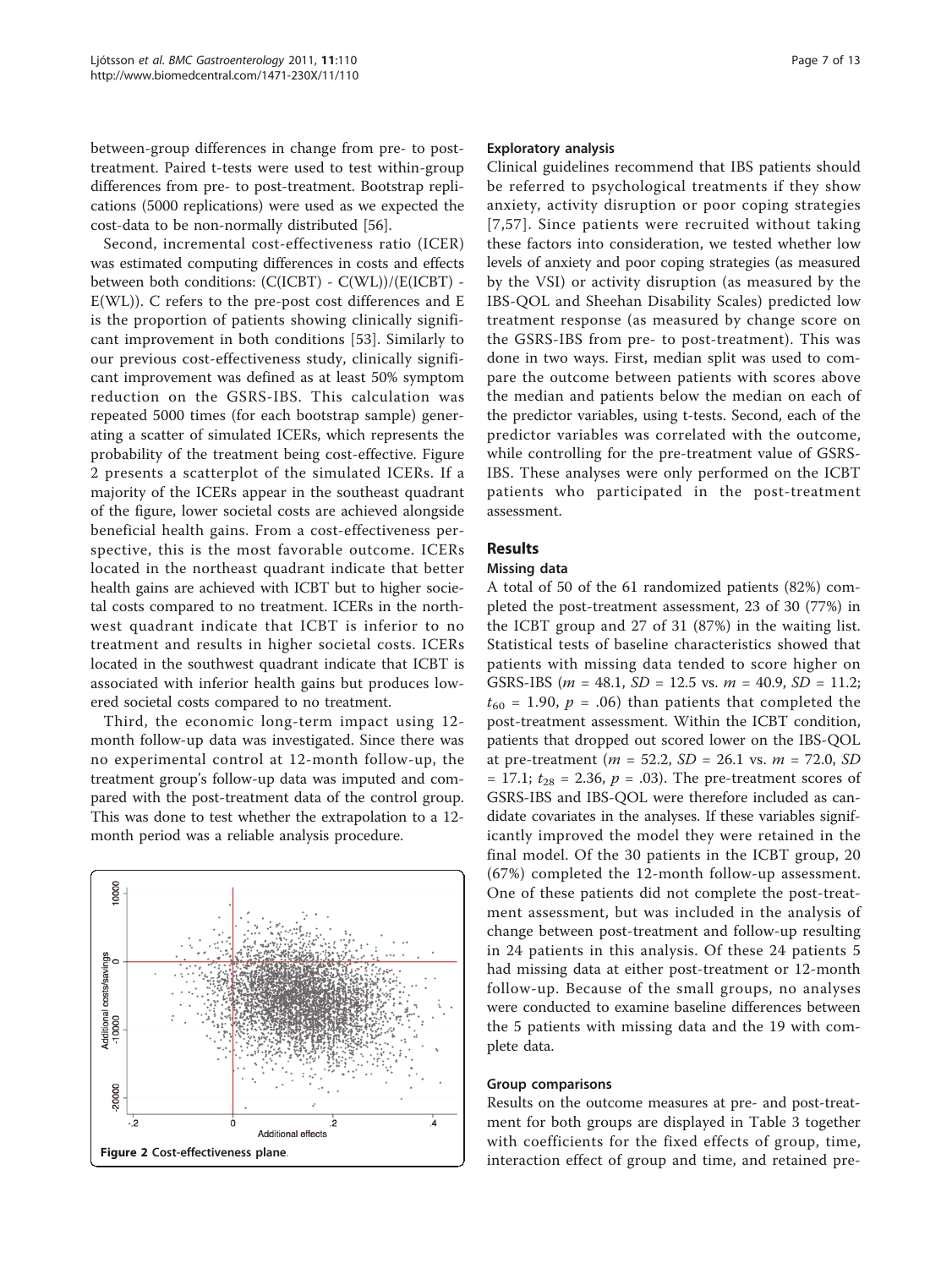between-group differences in change from pre- to post-treatment. Paired t-tests were used to test within-group differences from pre- to post-treatment. Bootstrap replications (5000 replications) were used as we expected the cost-data to be non-normally distributed [56].

Second, incremental cost-effectiveness ratio (ICER) was estimated computing differences in costs and effects between both conditions: (C(ICBT) - C(WL))/(E(ICBT) - E(WL)). C refers to the pre-post cost differences and E is the proportion of patients showing clinically significant improvement in both conditions [53]. Similarly to our previous cost-effectiveness study, clinically significant improvement was defined as at least 50% symptom reduction on the GSRS-IBS. This calculation was repeated 5000 times (for each bootstrap sample) generating a scatter of simulated ICERs, which represents the probability of the treatment being cost-effective. Figure 2 presents a scatterplot of the simulated ICERs. If a majority of the ICERs appear in the southeast quadrant of the figure, lower societal costs are achieved alongside beneficial health gains. From a cost-effectiveness perspective, this is the most favorable outcome. ICERs located in the northeast quadrant indicate that better health gains are achieved with ICBT but to higher societal costs compared to no treatment. ICERs in the northwest quadrant indicate that ICBT is inferior to no treatment and results in higher societal costs. ICERs located in the southwest quadrant indicate that ICBT is associated with inferior health gains but produces lowered societal costs compared to no treatment.

Third, the economic long-term impact using 12-month follow-up data was investigated. Since there was no experimental control at 12-month follow-up, the treatment group's follow-up data was imputed and compared with the post-treatment data of the control group. This was done to test whether the extrapolation to a 12-month period was a reliable analysis procedure.

**Figure 2** Cost-effectiveness plane.

### Exploratory analysis

Clinical guidelines recommend that IBS patients should be referred to psychological treatments if they show anxiety, activity disruption or poor coping strategies [7,57]. Since patients were recruited without taking these factors into consideration, we tested whether low levels of anxiety and poor coping strategies (as measured by the VSI) or activity disruption (as measured by the IBS-QOL and Sheehan Disability Scales) predicted low treatment response (as measured by change score on the GSRS-IBS from pre- to post-treatment). This was done in two ways. First, median split was used to compare the outcome between patients with scores above the median and patients below the median on each of the predictor variables, using t-tests. Second, each of the predictor variables was correlated with the outcome, while controlling for the pre-treatment value of GSRS-IBS. These analyses were only performed on the ICBT patients who participated in the post-treatment assessment.

## Results

### Missing data

A total of 50 of the 61 randomized patients (82%) completed the post-treatment assessment, 23 of 30 (77%) in the ICBT group and 27 of 31 (87%) in the waiting list. Statistical tests of baseline characteristics showed that patients with missing data tended to score higher on GSRS-IBS ($m$ = 48.1, $SD$ = 12.5 vs. $m$ = 40.9, $SD$ = 11.2; $t_{60}$ = 1.90, $p$ = .06) than patients that completed the post-treatment assessment. Within the ICBT condition, patients that dropped out scored lower on the IBS-QOL at pre-treatment ($m$ = 52.2, $SD$ = 26.1 vs. $m$ = 72.0, $SD$ = 17.1; $t_{28}$ = 2.36, $p$ = .03). The pre-treatment scores of GSRS-IBS and IBS-QOL were therefore included as candidate covariates in the analyses. If these variables significantly improved the model they were retained in the final model. Of the 30 patients in the ICBT group, 20 (67%) completed the 12-month follow-up assessment. One of these patients did not complete the post-treatment assessment, but was included in the analysis of change between post-treatment and follow-up resulting in 24 patients in this analysis. Of these 24 patients 5 had missing data at either post-treatment or 12-month follow-up. Because of the small groups, no analyses were conducted to examine baseline differences between the 5 patients with missing data and the 19 with complete data.

### Group comparisons

Results on the outcome measures at pre- and post-treatment for both groups are displayed in Table 3 together with coefficients for the fixed effects of group, time, interaction effect of group and time, and retained pre-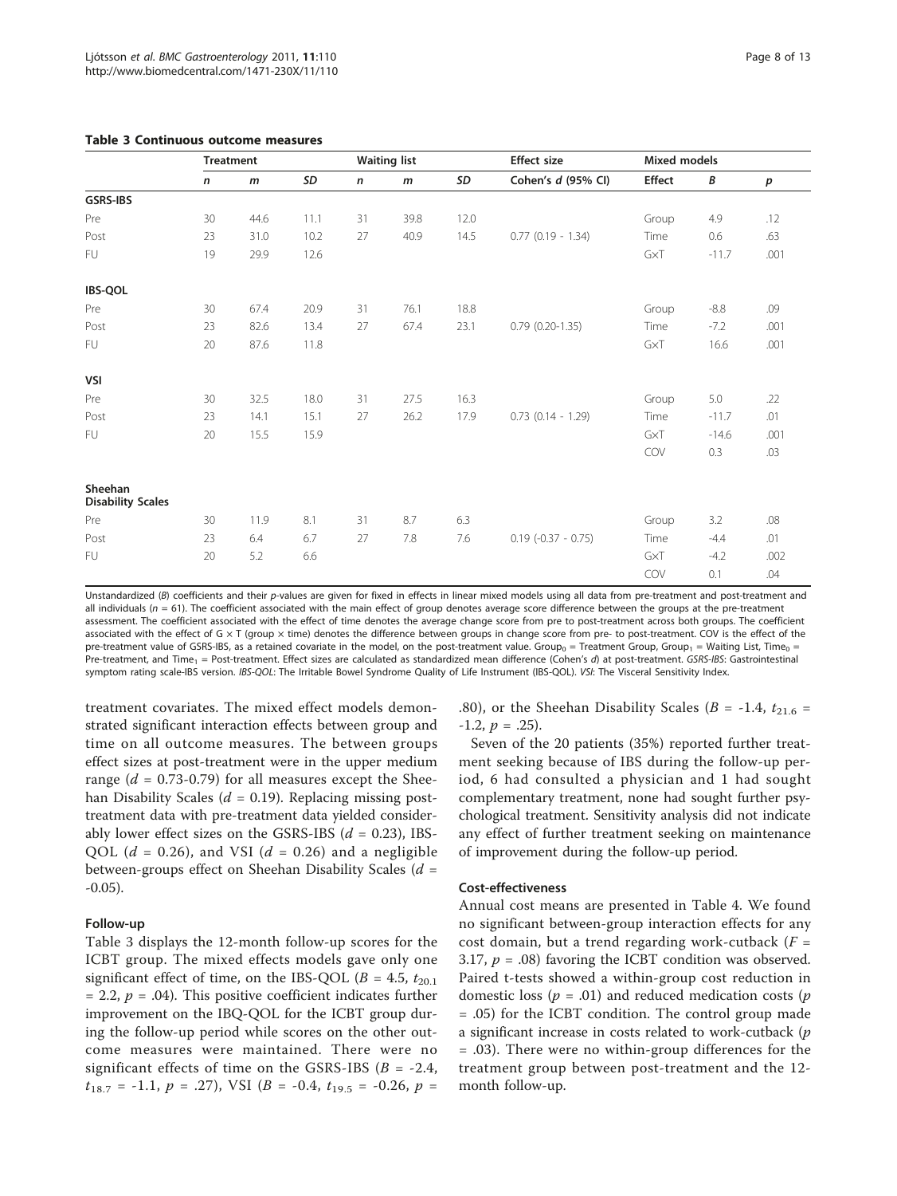**Table 3 Continuous outcome measures**

| | Treatment | | | Waiting list | | | Effect size | Mixed models | | |
|---|---|---|---|---|---|---|---|---|---|---|
| | *n* | *m* | *SD* | *n* | *m* | *SD* | Cohen's *d* (95% CI) | Effect | *B* | *p* |
| **GSRS-IBS** | | | | | | | | | | |
| Pre | 30 | 44.6 | 11.1 | 31 | 39.8 | 12.0 | | Group | 4.9 | .12 |
| Post | 23 | 31.0 | 10.2 | 27 | 40.9 | 14.5 | 0.77 (0.19 - 1.34) | Time | 0.6 | .63 |
| FU | 19 | 29.9 | 12.6 | | | | | G×T | -11.7 | .001 |
| **IBS-QOL** | | | | | | | | | | |
| Pre | 30 | 67.4 | 20.9 | 31 | 76.1 | 18.8 | | Group | -8.8 | .09 |
| Post | 23 | 82.6 | 13.4 | 27 | 67.4 | 23.1 | 0.79 (0.20-1.35) | Time | -7.2 | .001 |
| FU | 20 | 87.6 | 11.8 | | | | | G×T | 16.6 | .001 |
| **VSI** | | | | | | | | | | |
| Pre | 30 | 32.5 | 18.0 | 31 | 27.5 | 16.3 | | Group | 5.0 | .22 |
| Post | 23 | 14.1 | 15.1 | 27 | 26.2 | 17.9 | 0.73 (0.14 - 1.29) | Time | -11.7 | .01 |
| FU | 20 | 15.5 | 15.9 | | | | | G×T | -14.6 | .001 |
| | | | | | | | | COV | 0.3 | .03 |
| **Sheehan Disability Scales** | | | | | | | | | | |
| Pre | 30 | 11.9 | 8.1 | 31 | 8.7 | 6.3 | | Group | 3.2 | .08 |
| Post | 23 | 6.4 | 6.7 | 27 | 7.8 | 7.6 | 0.19 (-0.37 - 0.75) | Time | -4.4 | .01 |
| FU | 20 | 5.2 | 6.6 | | | | | G×T | -4.2 | .002 |
| | | | | | | | | COV | 0.1 | .04 |

Unstandardized (*B*) coefficients and their *p*-values are given for fixed in effects in linear mixed models using all data from pre-treatment and post-treatment and all individuals ($n = 61$). The coefficient associated with the main effect of group denotes average score difference between the groups at the pre-treatment assessment. The coefficient associated with the effect of time denotes the average change score from pre to post-treatment across both groups. The coefficient associated with the effect of G × T (group × time) denotes the difference between groups in change score from pre- to post-treatment. COV is the effect of the pre-treatment value of GSRS-IBS, as a retained covariate in the model, on the post-treatment value. $Group_0$ = Treatment Group, $Group_1$ = Waiting List, $Time_0$ = Pre-treatment, and $Time_1$ = Post-treatment. Effect sizes are calculated as standardized mean difference (Cohen's *d*) at post-treatment. *GSRS-IBS*: Gastrointestinal symptom rating scale-IBS version. *IBS-QOL*: The Irritable Bowel Syndrome Quality of Life Instrument (IBS-QOL). *VSI*: The Visceral Sensitivity Index.

treatment covariates. The mixed effect models demonstrated significant interaction effects between group and time on all outcome measures. The between groups effect sizes at post-treatment were in the upper medium range ($d = 0.73$-$0.79$) for all measures except the Sheehan Disability Scales ($d = 0.19$). Replacing missing post-treatment data with pre-treatment data yielded considerably lower effect sizes on the GSRS-IBS ($d = 0.23$), IBS-QOL ($d = 0.26$), and VSI ($d = 0.26$) and a negligible between-groups effect on Sheehan Disability Scales ($d = -0.05$).

#### Follow-up

Table 3 displays the 12-month follow-up scores for the ICBT group. The mixed effects models gave only one significant effect of time, on the IBS-QOL ($B = 4.5$, $t_{20.1} = 2.2$, $p = .04$). This positive coefficient indicates further improvement on the IBQ-QOL for the ICBT group during the follow-up period while scores on the other outcome measures were maintained. There were no significant effects of time on the GSRS-IBS ($B = -2.4$, $t_{18.7} = -1.1$, $p = .27$), VSI ($B = -0.4$, $t_{19.5} = -0.26$, $p = .80$), or the Sheehan Disability Scales ($B = -1.4$, $t_{21.6} = -1.2$, $p = .25$).

Seven of the 20 patients (35%) reported further treatment seeking because of IBS during the follow-up period, 6 had consulted a physician and 1 had sought complementary treatment, none had sought further psychological treatment. Sensitivity analysis did not indicate any effect of further treatment seeking on maintenance of improvement during the follow-up period.

#### Cost-effectiveness

Annual cost means are presented in Table 4. We found no significant between-group interaction effects for any cost domain, but a trend regarding work-cutback ($F = 3.17$, $p = .08$) favoring the ICBT condition was observed. Paired t-tests showed a within-group cost reduction in domestic loss ($p = .01$) and reduced medication costs ($p = .05$) for the ICBT condition. The control group made a significant increase in costs related to work-cutback ($p = .03$). There were no within-group differences for the treatment group between post-treatment and the 12-month follow-up.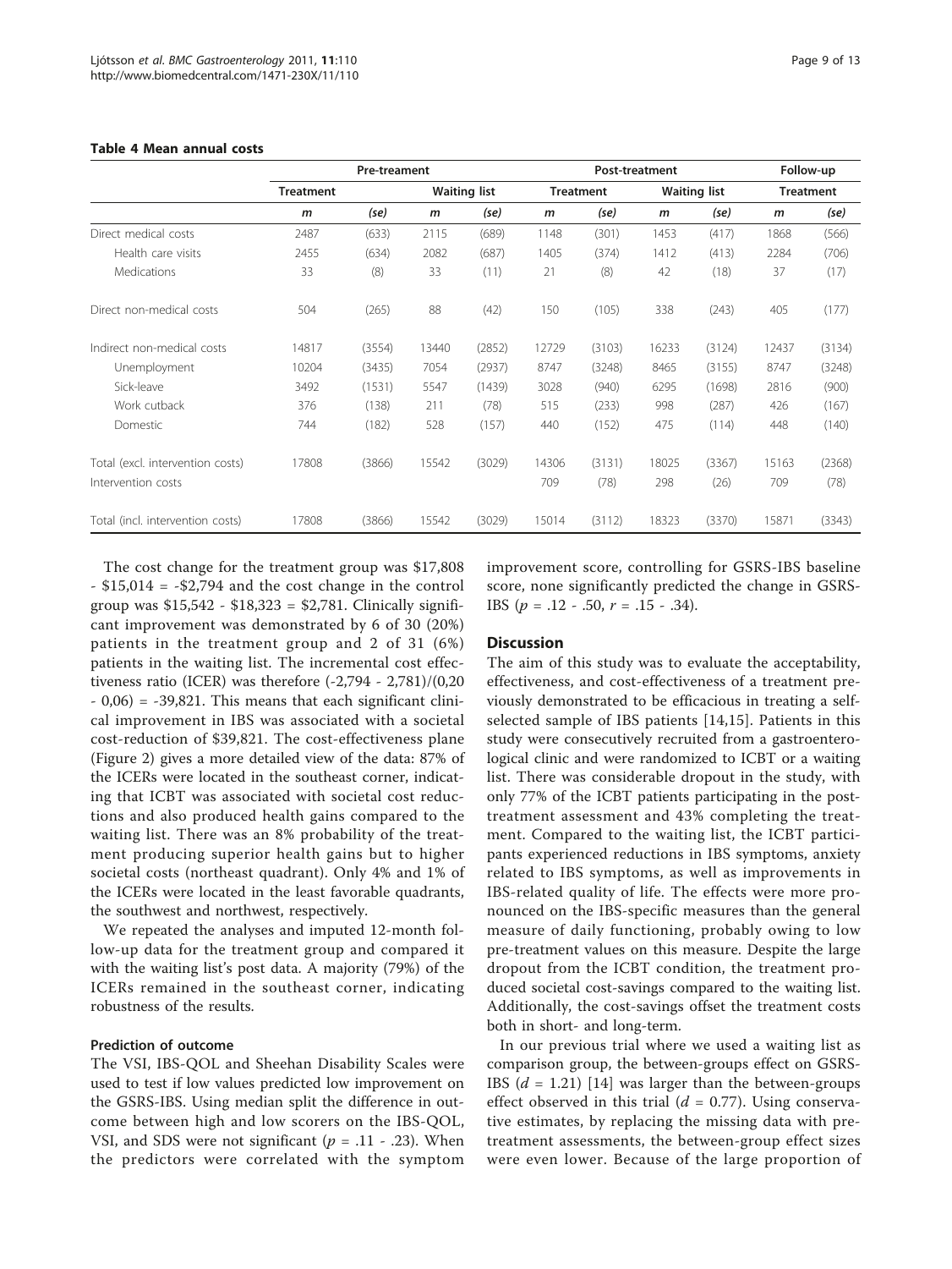**Table 4 Mean annual costs**

| | Pre-treament | | | | Post-treatment | | | | Follow-up | |
|---|---|---|---|---|---|---|---|---|---|---|
| | Treatment | | Waiting list | | Treatment | | Waiting list | | Treatment | |
| | *m* | *(se)* | *m* | *(se)* | *m* | *(se)* | *m* | *(se)* | *m* | *(se)* |
| Direct medical costs | 2487 | (633) | 2115 | (689) | 1148 | (301) | 1453 | (417) | 1868 | (566) |
| Health care visits | 2455 | (634) | 2082 | (687) | 1405 | (374) | 1412 | (413) | 2284 | (706) |
| Medications | 33 | (8) | 33 | (11) | 21 | (8) | 42 | (18) | 37 | (17) |
| Direct non-medical costs | 504 | (265) | 88 | (42) | 150 | (105) | 338 | (243) | 405 | (177) |
| Indirect non-medical costs | 14817 | (3554) | 13440 | (2852) | 12729 | (3103) | 16233 | (3124) | 12437 | (3134) |
| Unemployment | 10204 | (3435) | 7054 | (2937) | 8747 | (3248) | 8465 | (3155) | 8747 | (3248) |
| Sick-leave | 3492 | (1531) | 5547 | (1439) | 3028 | (940) | 6295 | (1698) | 2816 | (900) |
| Work cutback | 376 | (138) | 211 | (78) | 515 | (233) | 998 | (287) | 426 | (167) |
| Domestic | 744 | (182) | 528 | (157) | 440 | (152) | 475 | (114) | 448 | (140) |
| Total (excl. intervention costs) | 17808 | (3866) | 15542 | (3029) | 14306 | (3131) | 18025 | (3367) | 15163 | (2368) |
| Intervention costs | | | | | 709 | (78) | 298 | (26) | 709 | (78) |
| Total (incl. intervention costs) | 17808 | (3866) | 15542 | (3029) | 15014 | (3112) | 18323 | (3370) | 15871 | (3343) |

The cost change for the treatment group was \$17,808 - \$15,014 = -\$2,794 and the cost change in the control group was \$15,542 - \$18,323 = \$2,781. Clinically significant improvement was demonstrated by 6 of 30 (20%) patients in the treatment group and 2 of 31 (6%) patients in the waiting list. The incremental cost effectiveness ratio (ICER) was therefore (-2,794 - 2,781)/(0,20 - 0,06) = -39,821. This means that each significant clinical improvement in IBS was associated with a societal cost-reduction of \$39,821. The cost-effectiveness plane (Figure 2) gives a more detailed view of the data: 87% of the ICERs were located in the southeast corner, indicating that ICBT was associated with societal cost reductions and also produced health gains compared to the waiting list. There was an 8% probability of the treatment producing superior health gains but to higher societal costs (northeast quadrant). Only 4% and 1% of the ICERs were located in the least favorable quadrants, the southwest and northwest, respectively.

We repeated the analyses and imputed 12-month follow-up data for the treatment group and compared it with the waiting list's post data. A majority (79%) of the ICERs remained in the southeast corner, indicating robustness of the results.

### Prediction of outcome

The VSI, IBS-QOL and Sheehan Disability Scales were used to test if low values predicted low improvement on the GSRS-IBS. Using median split the difference in outcome between high and low scorers on the IBS-QOL, VSI, and SDS were not significant ($p$ = .11 - .23). When the predictors were correlated with the symptom improvement score, controlling for GSRS-IBS baseline score, none significantly predicted the change in GSRS-IBS ($p$ = .12 - .50, $r$ = .15 - .34).

## Discussion

The aim of this study was to evaluate the acceptability, effectiveness, and cost-effectiveness of a treatment previously demonstrated to be efficacious in treating a self-selected sample of IBS patients [14,15]. Patients in this study were consecutively recruited from a gastroenterological clinic and were randomized to ICBT or a waiting list. There was considerable dropout in the study, with only 77% of the ICBT patients participating in the post-treatment assessment and 43% completing the treatment. Compared to the waiting list, the ICBT participants experienced reductions in IBS symptoms, anxiety related to IBS symptoms, as well as improvements in IBS-related quality of life. The effects were more pronounced on the IBS-specific measures than the general measure of daily functioning, probably owing to low pre-treatment values on this measure. Despite the large dropout from the ICBT condition, the treatment produced societal cost-savings compared to the waiting list. Additionally, the cost-savings offset the treatment costs both in short- and long-term.

In our previous trial where we used a waiting list as comparison group, the between-groups effect on GSRS-IBS ($d$ = 1.21) [14] was larger than the between-groups effect observed in this trial ($d$ = 0.77). Using conservative estimates, by replacing the missing data with pre-treatment assessments, the between-group effect sizes were even lower. Because of the large proportion of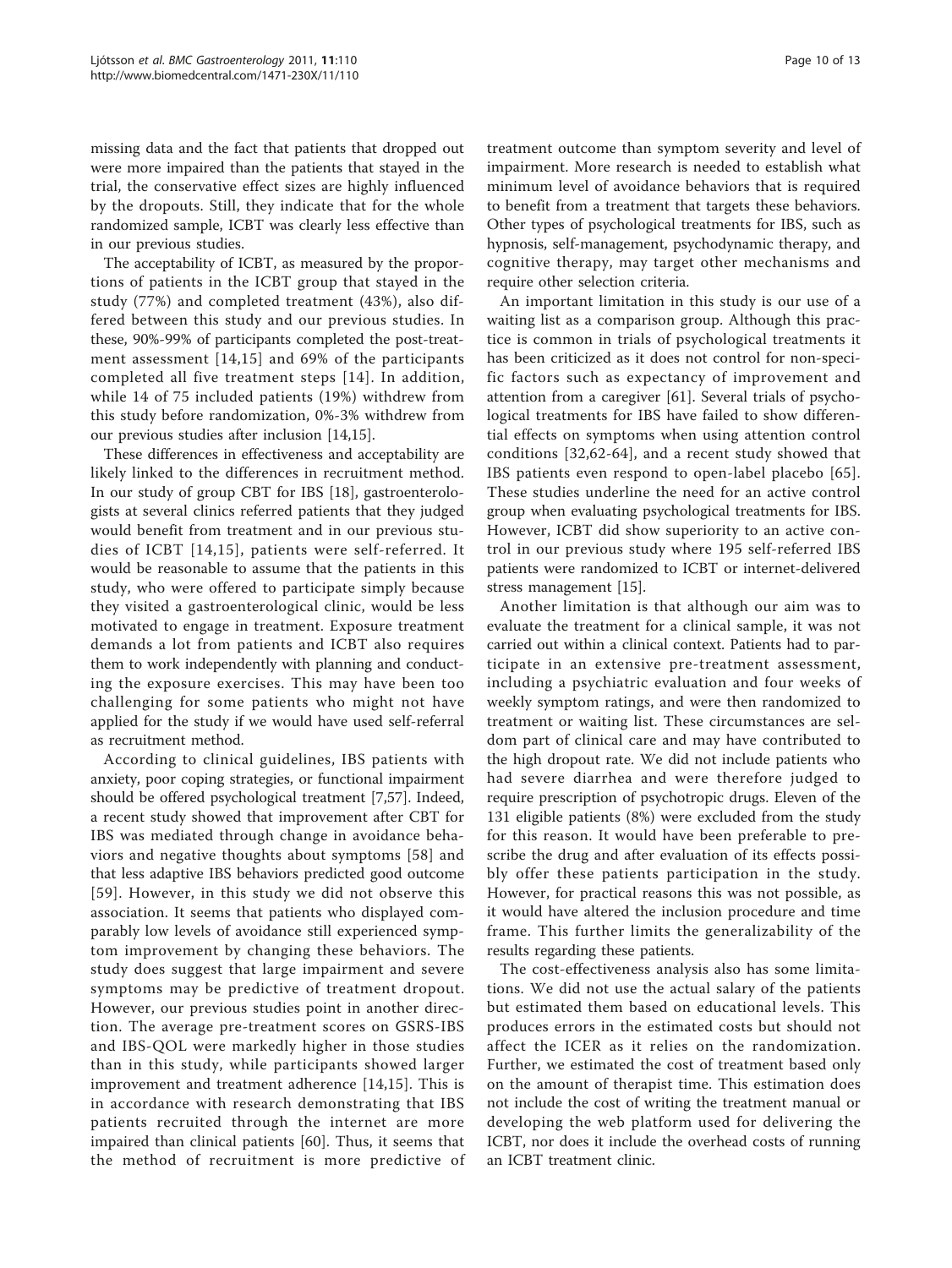missing data and the fact that patients that dropped out were more impaired than the patients that stayed in the trial, the conservative effect sizes are highly influenced by the dropouts. Still, they indicate that for the whole randomized sample, ICBT was clearly less effective than in our previous studies.

The acceptability of ICBT, as measured by the proportions of patients in the ICBT group that stayed in the study (77%) and completed treatment (43%), also differed between this study and our previous studies. In these, 90%-99% of participants completed the post-treatment assessment [14,15] and 69% of the participants completed all five treatment steps [14]. In addition, while 14 of 75 included patients (19%) withdrew from this study before randomization, 0%-3% withdrew from our previous studies after inclusion [14,15].

These differences in effectiveness and acceptability are likely linked to the differences in recruitment method. In our study of group CBT for IBS [18], gastroenterologists at several clinics referred patients that they judged would benefit from treatment and in our previous studies of ICBT [14,15], patients were self-referred. It would be reasonable to assume that the patients in this study, who were offered to participate simply because they visited a gastroenterological clinic, would be less motivated to engage in treatment. Exposure treatment demands a lot from patients and ICBT also requires them to work independently with planning and conducting the exposure exercises. This may have been too challenging for some patients who might not have applied for the study if we would have used self-referral as recruitment method.

According to clinical guidelines, IBS patients with anxiety, poor coping strategies, or functional impairment should be offered psychological treatment [7,57]. Indeed, a recent study showed that improvement after CBT for IBS was mediated through change in avoidance behaviors and negative thoughts about symptoms [58] and that less adaptive IBS behaviors predicted good outcome [59]. However, in this study we did not observe this association. It seems that patients who displayed comparably low levels of avoidance still experienced symptom improvement by changing these behaviors. The study does suggest that large impairment and severe symptoms may be predictive of treatment dropout. However, our previous studies point in another direction. The average pre-treatment scores on GSRS-IBS and IBS-QOL were markedly higher in those studies than in this study, while participants showed larger improvement and treatment adherence [14,15]. This is in accordance with research demonstrating that IBS patients recruited through the internet are more impaired than clinical patients [60]. Thus, it seems that the method of recruitment is more predictive of treatment outcome than symptom severity and level of impairment. More research is needed to establish what minimum level of avoidance behaviors that is required to benefit from a treatment that targets these behaviors. Other types of psychological treatments for IBS, such as hypnosis, self-management, psychodynamic therapy, and cognitive therapy, may target other mechanisms and require other selection criteria.

An important limitation in this study is our use of a waiting list as a comparison group. Although this practice is common in trials of psychological treatments it has been criticized as it does not control for non-specific factors such as expectancy of improvement and attention from a caregiver [61]. Several trials of psychological treatments for IBS have failed to show differential effects on symptoms when using attention control conditions [32,62-64], and a recent study showed that IBS patients even respond to open-label placebo [65]. These studies underline the need for an active control group when evaluating psychological treatments for IBS. However, ICBT did show superiority to an active control in our previous study where 195 self-referred IBS patients were randomized to ICBT or internet-delivered stress management [15].

Another limitation is that although our aim was to evaluate the treatment for a clinical sample, it was not carried out within a clinical context. Patients had to participate in an extensive pre-treatment assessment, including a psychiatric evaluation and four weeks of weekly symptom ratings, and were then randomized to treatment or waiting list. These circumstances are seldom part of clinical care and may have contributed to the high dropout rate. We did not include patients who had severe diarrhea and were therefore judged to require prescription of psychotropic drugs. Eleven of the 131 eligible patients (8%) were excluded from the study for this reason. It would have been preferable to prescribe the drug and after evaluation of its effects possibly offer these patients participation in the study. However, for practical reasons this was not possible, as it would have altered the inclusion procedure and time frame. This further limits the generalizability of the results regarding these patients.

The cost-effectiveness analysis also has some limitations. We did not use the actual salary of the patients but estimated them based on educational levels. This produces errors in the estimated costs but should not affect the ICER as it relies on the randomization. Further, we estimated the cost of treatment based only on the amount of therapist time. This estimation does not include the cost of writing the treatment manual or developing the web platform used for delivering the ICBT, nor does it include the overhead costs of running an ICBT treatment clinic.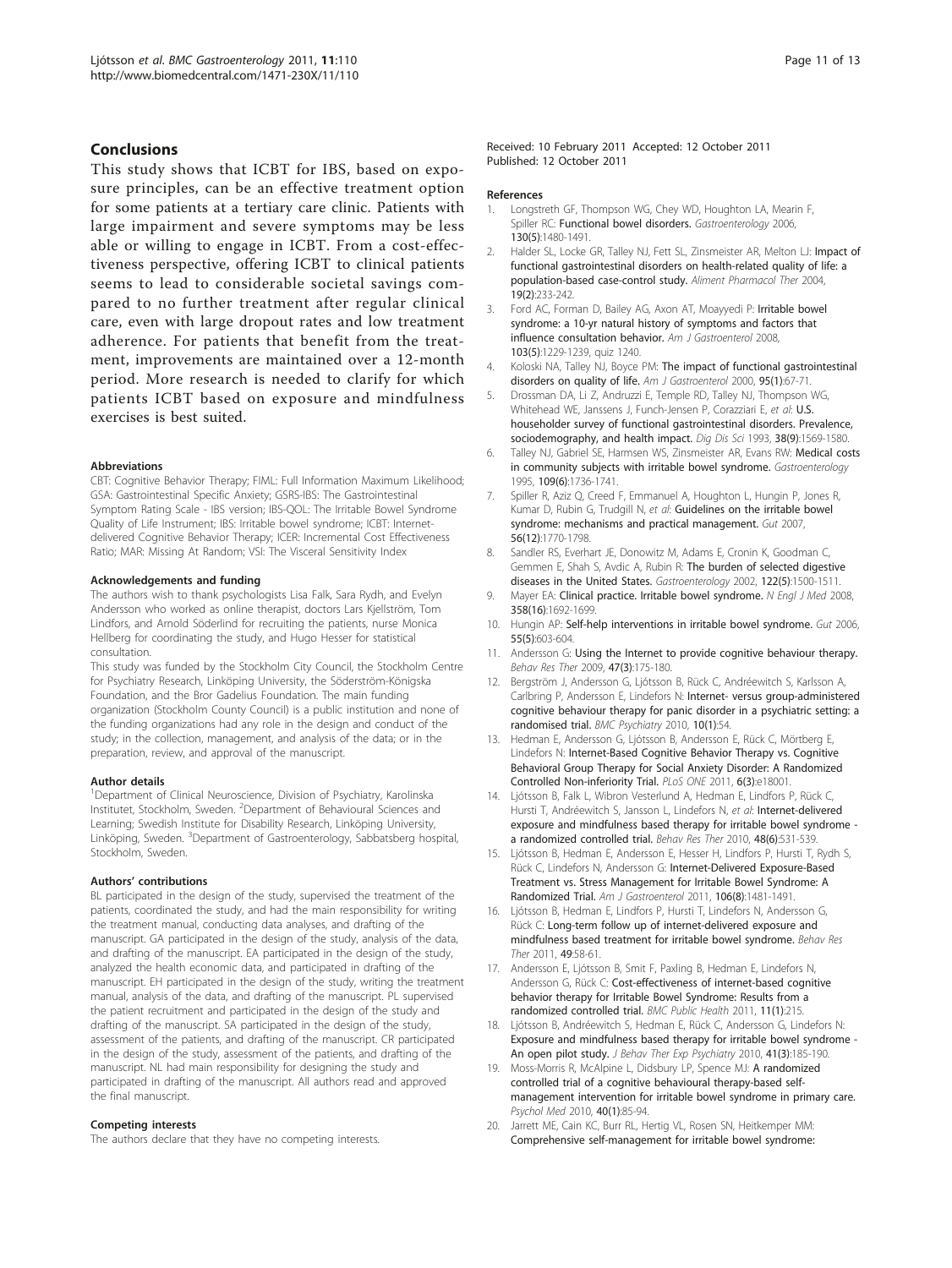## Conclusions

This study shows that ICBT for IBS, based on exposure principles, can be an effective treatment option for some patients at a tertiary care clinic. Patients with large impairment and severe symptoms may be less able or willing to engage in ICBT. From a cost-effectiveness perspective, offering ICBT to clinical patients seems to lead to considerable societal savings compared to no further treatment after regular clinical care, even with large dropout rates and low treatment adherence. For patients that benefit from the treatment, improvements are maintained over a 12-month period. More research is needed to clarify for which patients ICBT based on exposure and mindfulness exercises is best suited.

#### Abbreviations

CBT: Cognitive Behavior Therapy; FIML: Full Information Maximum Likelihood; GSA: Gastrointestinal Specific Anxiety; GSRS-IBS: The Gastrointestinal Symptom Rating Scale - IBS version; IBS-QOL: The Irritable Bowel Syndrome Quality of Life Instrument; IBS: Irritable bowel syndrome; ICBT: Internet-delivered Cognitive Behavior Therapy; ICER: Incremental Cost Effectiveness Ratio; MAR: Missing At Random; VSI: The Visceral Sensitivity Index

#### Acknowledgements and funding

The authors wish to thank psychologists Lisa Falk, Sara Rydh, and Evelyn Andersson who worked as online therapist, doctors Lars Kjellström, Tom Lindfors, and Arnold Söderlind for recruiting the patients, nurse Monica Hellberg for coordinating the study, and Hugo Hesser for statistical consultation.

This study was funded by the Stockholm City Council, the Stockholm Centre for Psychiatry Research, Linköping University, the Söderström-Königska Foundation, and the Bror Gadelius Foundation. The main funding organization (Stockholm County Council) is a public institution and none of the funding organizations had any role in the design and conduct of the study; in the collection, management, and analysis of the data; or in the preparation, review, and approval of the manuscript.

#### Author details

[1]Department of Clinical Neuroscience, Division of Psychiatry, Karolinska Institutet, Stockholm, Sweden. [2]Department of Behavioural Sciences and Learning; Swedish Institute for Disability Research, Linköping University, Linköping, Sweden. [3]Department of Gastroenterology, Sabbatsberg hospital, Stockholm, Sweden.

#### Authors' contributions

BL participated in the design of the study, supervised the treatment of the patients, coordinated the study, and had the main responsibility for writing the treatment manual, conducting data analyses, and drafting of the manuscript. GA participated in the design of the study, analysis of the data, and drafting of the manuscript. EA participated in the design of the study, analyzed the health economic data, and participated in drafting of the manuscript. EH participated in the design of the study, writing the treatment manual, analysis of the data, and drafting of the manuscript. PL supervised the patient recruitment and participated in the design of the study and drafting of the manuscript. SA participated in the design of the study, assessment of the patients, and drafting of the manuscript. CR participated in the design of the study, assessment of the patients, and drafting of the manuscript. NL had main responsibility for designing the study and participated in drafting of the manuscript. All authors read and approved the final manuscript.

#### Competing interests

The authors declare that they have no competing interests.

Received: 10 February 2011 Accepted: 12 October 2011
Published: 12 October 2011

#### References

1. Longstreth GF, Thompson WG, Chey WD, Houghton LA, Mearin F, Spiller RC: **Functional bowel disorders.** *Gastroenterology* 2006, **130(5)**:1480-1491.
2. Halder SL, Locke GR, Talley NJ, Fett SL, Zinsmeister AR, Melton LJ: **Impact of functional gastrointestinal disorders on health-related quality of life: a population-based case-control study.** *Aliment Pharmacol Ther* 2004, **19(2)**:233-242.
3. Ford AC, Forman D, Bailey AG, Axon AT, Moayyedi P: **Irritable bowel syndrome: a 10-yr natural history of symptoms and factors that influence consultation behavior.** *Am J Gastroenterol* 2008, **103(5)**:1229-1239, quiz 1240.
4. Koloski NA, Talley NJ, Boyce PM: **The impact of functional gastrointestinal disorders on quality of life.** *Am J Gastroenterol* 2000, **95(1)**:67-71.
5. Drossman DA, Li Z, Andruzzi E, Temple RD, Talley NJ, Thompson WG, Whitehead WE, Janssens J, Funch-Jensen P, Corazziari E, *et al*: **U.S. householder survey of functional gastrointestinal disorders. Prevalence, sociodemography, and health impact.** *Dig Dis Sci* 1993, **38(9)**:1569-1580.
6. Talley NJ, Gabriel SE, Harmsen WS, Zinsmeister AR, Evans RW: **Medical costs in community subjects with irritable bowel syndrome.** *Gastroenterology* 1995, **109(6)**:1736-1741.
7. Spiller R, Aziz Q, Creed F, Emmanuel A, Houghton L, Hungin P, Jones R, Kumar D, Rubin G, Trudgill N, *et al*: **Guidelines on the irritable bowel syndrome: mechanisms and practical management.** *Gut* 2007, **56(12)**:1770-1798.
8. Sandler RS, Everhart JE, Donowitz M, Adams E, Cronin K, Goodman C, Gemmen E, Shah S, Avdic A, Rubin R: **The burden of selected digestive diseases in the United States.** *Gastroenterology* 2002, **122(5)**:1500-1511.
9. Mayer EA: **Clinical practice. Irritable bowel syndrome.** *N Engl J Med* 2008, **358(16)**:1692-1699.
10. Hungin AP: **Self-help interventions in irritable bowel syndrome.** *Gut* 2006, **55(5)**:603-604.
11. Andersson G: **Using the Internet to provide cognitive behaviour therapy.** *Behav Res Ther* 2009, **47(3)**:175-180.
12. Bergström J, Andersson G, Ljótsson B, Rück C, Andréewitch S, Karlsson A, Carlbring P, Andersson E, Lindefors N: **Internet- versus group-administered cognitive behaviour therapy for panic disorder in a psychiatric setting: a randomised trial.** *BMC Psychiatry* 2010, **10(1)**:54.
13. Hedman E, Andersson G, Ljótsson B, Andersson E, Rück C, Mörtberg E, Lindefors N: **Internet-Based Cognitive Behavior Therapy vs. Cognitive Behavioral Group Therapy for Social Anxiety Disorder: A Randomized Controlled Non-inferiority Trial.** *PLoS ONE* 2011, **6(3)**:e18001.
14. Ljótsson B, Falk L, Wibron Vesterlund A, Hedman E, Lindfors P, Rück C, Hursti T, Andréewitch S, Jansson L, Lindefors N, *et al*: **Internet-delivered exposure and mindfulness based therapy for irritable bowel syndrome - a randomized controlled trial.** *Behav Res Ther* 2010, **48(6)**:531-539.
15. Ljótsson B, Hedman E, Andersson E, Hesser H, Lindfors P, Hursti T, Rydh S, Rück C, Lindefors N, Andersson G: **Internet-Delivered Exposure-Based Treatment vs. Stress Management for Irritable Bowel Syndrome: A Randomized Trial.** *Am J Gastroenterol* 2011, **106(8)**:1481-1491.
16. Ljótsson B, Hedman E, Lindfors P, Hursti T, Lindefors N, Andersson G, Rück C: **Long-term follow up of internet-delivered exposure and mindfulness based treatment for irritable bowel syndrome.** *Behav Res Ther* 2011, **49**:58-61.
17. Andersson E, Ljótsson B, Smit F, Paxling B, Hedman E, Lindefors N, Andersson G, Rück C: **Cost-effectiveness of internet-based cognitive behavior therapy for Irritable Bowel Syndrome: Results from a randomized controlled trial.** *BMC Public Health* 2011, **11(1)**:215.
18. Ljótsson B, Andréewitch S, Hedman E, Rück C, Andersson G, Lindefors N: **Exposure and mindfulness based therapy for irritable bowel syndrome - An open pilot study.** *J Behav Ther Exp Psychiatry* 2010, **41(3)**:185-190.
19. Moss-Morris R, McAlpine L, Didsbury LP, Spence MJ: **A randomized controlled trial of a cognitive behavioural therapy-based self-management intervention for irritable bowel syndrome in primary care.** *Psychol Med* 2010, **40(1)**:85-94.
20. Jarrett ME, Cain KC, Burr RL, Hertig VL, Rosen SN, Heitkemper MM: **Comprehensive self-management for irritable bowel syndrome:**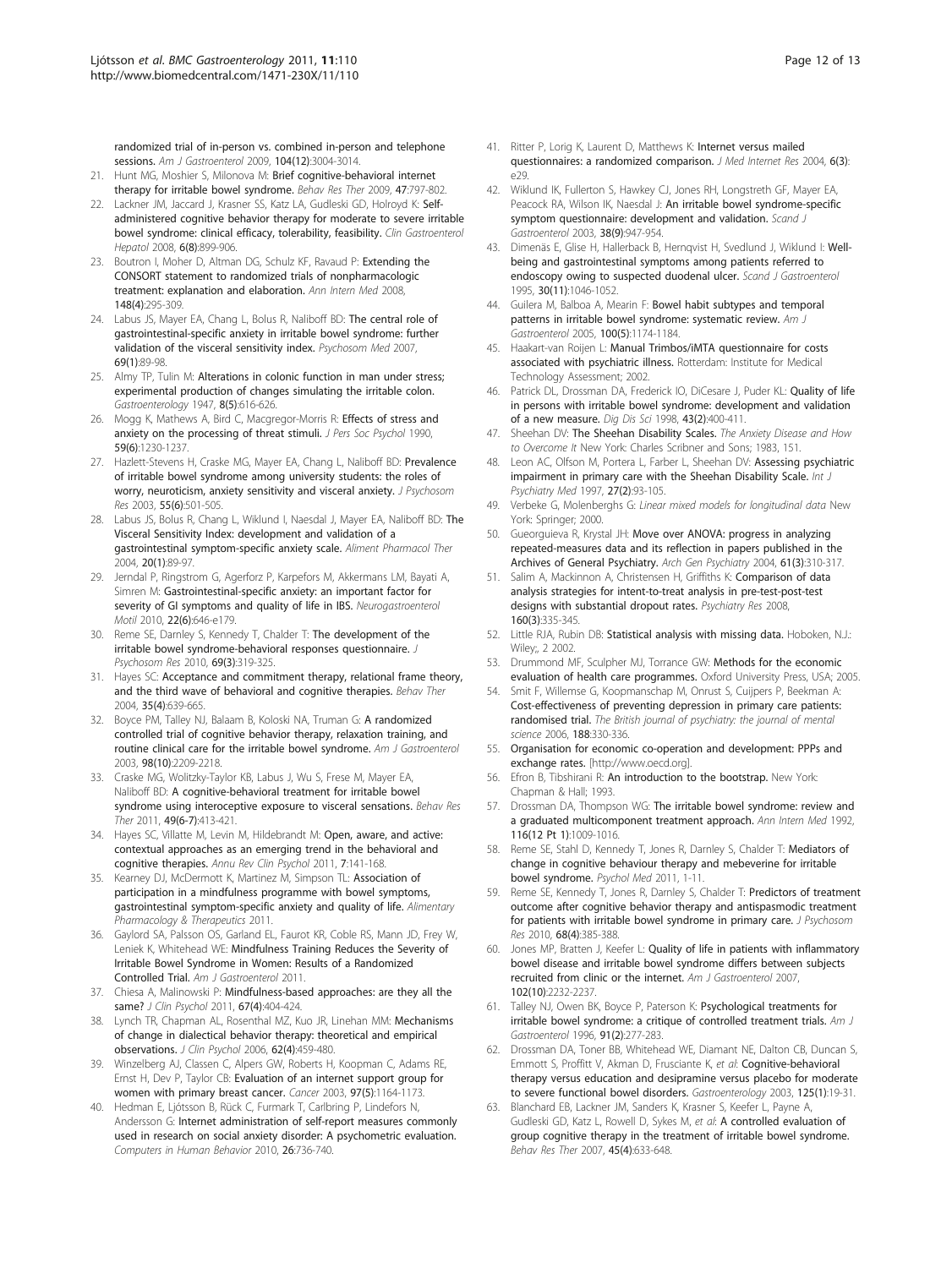randomized trial of in-person vs. combined in-person and telephone sessions. *Am J Gastroenterol* 2009, **104(12)**:3004-3014.

21. Hunt MG, Moshier S, Milonova M: **Brief cognitive-behavioral internet therapy for irritable bowel syndrome.** *Behav Res Ther* 2009, **47**:797-802.
22. Lackner JM, Jaccard J, Krasner SS, Katz LA, Gudleski GD, Holroyd K: **Self-administered cognitive behavior therapy for moderate to severe irritable bowel syndrome: clinical efficacy, tolerability, feasibility.** *Clin Gastroenterol Hepatol* 2008, **6(8)**:899-906.
23. Boutron I, Moher D, Altman DG, Schulz KF, Ravaud P: **Extending the CONSORT statement to randomized trials of nonpharmacologic treatment: explanation and elaboration.** *Ann Intern Med* 2008, **148(4)**:295-309.
24. Labus JS, Mayer EA, Chang L, Bolus R, Naliboff BD: **The central role of gastrointestinal-specific anxiety in irritable bowel syndrome: further validation of the visceral sensitivity index.** *Psychosom Med* 2007, **69(1)**:89-98.
25. Almy TP, Tulin M: **Alterations in colonic function in man under stress; experimental production of changes simulating the irritable colon.** *Gastroenterology* 1947, **8(5)**:616-626.
26. Mogg K, Mathews A, Bird C, Macgregor-Morris R: **Effects of stress and anxiety on the processing of threat stimuli.** *J Pers Soc Psychol* 1990, **59(6)**:1230-1237.
27. Hazlett-Stevens H, Craske MG, Mayer EA, Chang L, Naliboff BD: **Prevalence of irritable bowel syndrome among university students: the roles of worry, neuroticism, anxiety sensitivity and visceral anxiety.** *J Psychosom Res* 2003, **55(6)**:501-505.
28. Labus JS, Bolus R, Chang L, Wiklund I, Naesdal J, Mayer EA, Naliboff BD: **The Visceral Sensitivity Index: development and validation of a gastrointestinal symptom-specific anxiety scale.** *Aliment Pharmacol Ther* 2004, **20(1)**:89-97.
29. Jerndal P, Ringstrom G, Agerforz P, Karpefors M, Akkermans LM, Bayati A, Simren M: **Gastrointestinal-specific anxiety: an important factor for severity of GI symptoms and quality of life in IBS.** *Neurogastroenterol Motil* 2010, **22(6)**:646-e179.
30. Reme SE, Darnley S, Kennedy T, Chalder T: **The development of the irritable bowel syndrome-behavioral responses questionnaire.** *J Psychosom Res* 2010, **69(3)**:319-325.
31. Hayes SC: **Acceptance and commitment therapy, relational frame theory, and the third wave of behavioral and cognitive therapies.** *Behav Ther* 2004, **35(4)**:639-665.
32. Boyce PM, Talley NJ, Balaam B, Koloski NA, Truman G: **A randomized controlled trial of cognitive behavior therapy, relaxation training, and routine clinical care for the irritable bowel syndrome.** *Am J Gastroenterol* 2003, **98(10)**:2209-2218.
33. Craske MG, Wolitzky-Taylor KB, Labus J, Wu S, Frese M, Mayer EA, Naliboff BD: **A cognitive-behavioral treatment for irritable bowel syndrome using interoceptive exposure to visceral sensations.** *Behav Res Ther* 2011, **49(6-7)**:413-421.
34. Hayes SC, Villatte M, Levin M, Hildebrandt M: **Open, aware, and active: contextual approaches as an emerging trend in the behavioral and cognitive therapies.** *Annu Rev Clin Psychol* 2011, **7**:141-168.
35. Kearney DJ, McDermott K, Martinez M, Simpson TL: **Association of participation in a mindfulness programme with bowel symptoms, gastrointestinal symptom-specific anxiety and quality of life.** *Alimentary Pharmacology & Therapeutics* 2011.
36. Gaylord SA, Palsson OS, Garland EL, Faurot KR, Coble RS, Mann JD, Frey W, Leniek K, Whitehead WE: **Mindfulness Training Reduces the Severity of Irritable Bowel Syndrome in Women: Results of a Randomized Controlled Trial.** *Am J Gastroenterol* 2011.
37. Chiesa A, Malinowski P: **Mindfulness-based approaches: are they all the same?** *J Clin Psychol* 2011, **67(4)**:404-424.
38. Lynch TR, Chapman AL, Rosenthal MZ, Kuo JR, Linehan MM: **Mechanisms of change in dialectical behavior therapy: theoretical and empirical observations.** *J Clin Psychol* 2006, **62(4)**:459-480.
39. Winzelberg AJ, Classen C, Alpers GW, Roberts H, Koopman C, Adams RE, Ernst H, Dev P, Taylor CB: **Evaluation of an internet support group for women with primary breast cancer.** *Cancer* 2003, **97(5)**:1164-1173.
40. Hedman E, Ljótsson B, Rück C, Furmark T, Carlbring P, Lindefors N, Andersson G: **Internet administration of self-report measures commonly used in research on social anxiety disorder: A psychometric evaluation.** *Computers in Human Behavior* 2010, **26**:736-740.
41. Ritter P, Lorig K, Laurent D, Matthews K: **Internet versus mailed questionnaires: a randomized comparison.** *J Med Internet Res* 2004, **6(3)**: e29.
42. Wiklund IK, Fullerton S, Hawkey CJ, Jones RH, Longstreth GF, Mayer EA, Peacock RA, Wilson IK, Naesdal J: **An irritable bowel syndrome-specific symptom questionnaire: development and validation.** *Scand J Gastroenterol* 2003, **38(9)**:947-954.
43. Dimenäs E, Glise H, Hallerback B, Hernqvist H, Svedlund J, Wiklund I: **Well-being and gastrointestinal symptoms among patients referred to endoscopy owing to suspected duodenal ulcer.** *Scand J Gastroenterol* 1995, **30(11)**:1046-1052.
44. Guilera M, Balboa A, Mearin F: **Bowel habit subtypes and temporal patterns in irritable bowel syndrome: systematic review.** *Am J Gastroenterol* 2005, **100(5)**:1174-1184.
45. Haakart-van Roijen L: **Manual Trimbos/iMTA questionnaire for costs associated with psychiatric illness.** Rotterdam: Institute for Medical Technology Assessment; 2002.
46. Patrick DL, Drossman DA, Frederick IO, DiCesare J, Puder KL: **Quality of life in persons with irritable bowel syndrome: development and validation of a new measure.** *Dig Dis Sci* 1998, **43(2)**:400-411.
47. Sheehan DV: **The Sheehan Disability Scales.** *The Anxiety Disease and How to Overcome It* New York: Charles Scribner and Sons; 1983, 151.
48. Leon AC, Olfson M, Portera L, Farber L, Sheehan DV: **Assessing psychiatric impairment in primary care with the Sheehan Disability Scale.** *Int J Psychiatry Med* 1997, **27(2)**:93-105.
49. Verbeke G, Molenberghs G: *Linear mixed models for longitudinal data* New York: Springer; 2000.
50. Gueorguieva R, Krystal JH: **Move over ANOVA: progress in analyzing repeated-measures data and its reflection in papers published in the Archives of General Psychiatry.** *Arch Gen Psychiatry* 2004, **61(3)**:310-317.
51. Salim A, Mackinnon A, Christensen H, Griffiths K: **Comparison of data analysis strategies for intent-to-treat analysis in pre-test-post-test designs with substantial dropout rates.** *Psychiatry Res* 2008, **160(3)**:335-345.
52. Little RJA, Rubin DB: **Statistical analysis with missing data.** Hoboken, N.J.: Wiley;, 2 2002.
53. Drummond MF, Sculpher MJ, Torrance GW: **Methods for the economic evaluation of health care programmes.** Oxford University Press, USA; 2005.
54. Smit F, Willemse G, Koopmanschap M, Onrust S, Cuijpers P, Beekman A: **Cost-effectiveness of preventing depression in primary care patients: randomised trial.** *The British journal of psychiatry: the journal of mental science* 2006, **188**:330-336.
55. **Organisation for economic co-operation and development: PPPs and exchange rates.** [http://www.oecd.org].
56. Efron B, Tibshirani R: **An introduction to the bootstrap.** New York: Chapman & Hall; 1993.
57. Drossman DA, Thompson WG: **The irritable bowel syndrome: review and a graduated multicomponent treatment approach.** *Ann Intern Med* 1992, **116(12 Pt 1)**:1009-1016.
58. Reme SE, Stahl D, Kennedy T, Jones R, Darnley S, Chalder T: **Mediators of change in cognitive behaviour therapy and mebeverine for irritable bowel syndrome.** *Psychol Med* 2011, 1-11.
59. Reme SE, Kennedy T, Jones R, Darnley S, Chalder T: **Predictors of treatment outcome after cognitive behavior therapy and antispasmodic treatment for patients with irritable bowel syndrome in primary care.** *J Psychosom Res* 2010, **68(4)**:385-388.
60. Jones MP, Bratten J, Keefer L: **Quality of life in patients with inflammatory bowel disease and irritable bowel syndrome differs between subjects recruited from clinic or the internet.** *Am J Gastroenterol* 2007, **102(10)**:2232-2237.
61. Talley NJ, Owen BK, Boyce P, Paterson K: **Psychological treatments for irritable bowel syndrome: a critique of controlled treatment trials.** *Am J Gastroenterol* 1996, **91(2)**:277-283.
62. Drossman DA, Toner BB, Whitehead WE, Diamant NE, Dalton CB, Duncan S, Emmott S, Proffitt V, Akman D, Frusciante K, *et al*: **Cognitive-behavioral therapy versus education and desipramine versus placebo for moderate to severe functional bowel disorders.** *Gastroenterology* 2003, **125(1)**:19-31.
63. Blanchard EB, Lackner JM, Sanders K, Krasner S, Keefer L, Payne A, Gudleski GD, Katz L, Rowell D, Sykes M, *et al*: **A controlled evaluation of group cognitive therapy in the treatment of irritable bowel syndrome.** *Behav Res Ther* 2007, **45(4)**:633-648.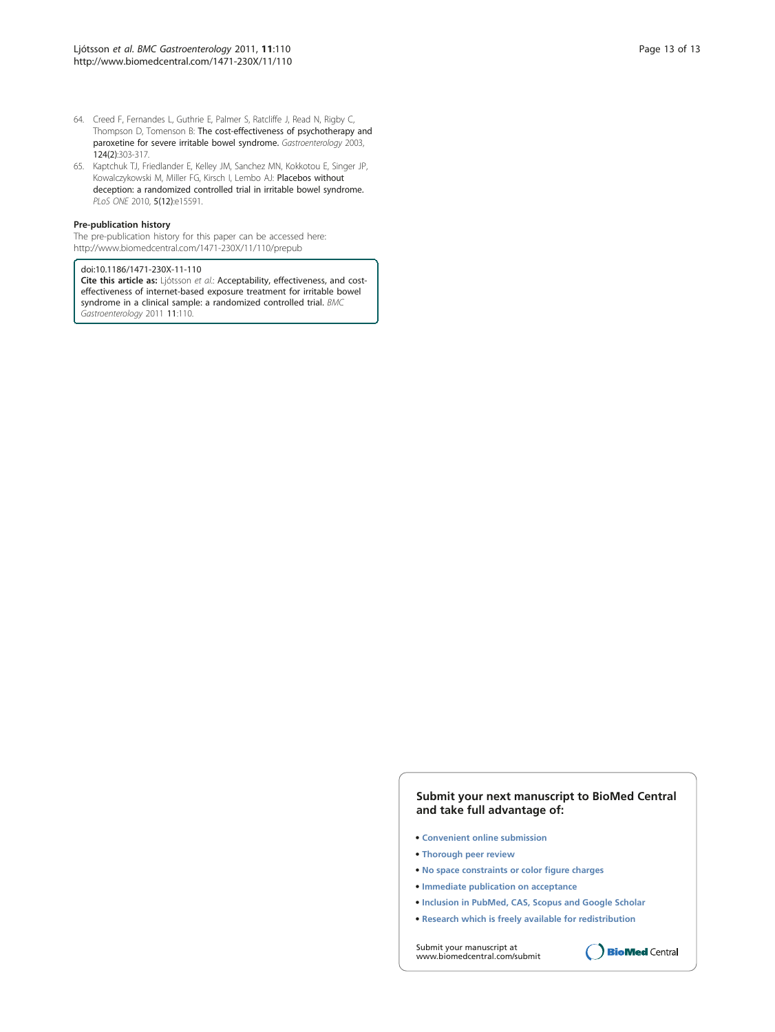64. Creed F, Fernandes L, Guthrie E, Palmer S, Ratcliffe J, Read N, Rigby C, Thompson D, Tomenson B: **The cost-effectiveness of psychotherapy and paroxetine for severe irritable bowel syndrome.** *Gastroenterology* 2003, **124(2)**:303-317.
65. Kaptchuk TJ, Friedlander E, Kelley JM, Sanchez MN, Kokkotou E, Singer JP, Kowalczykowski M, Miller FG, Kirsch I, Lembo AJ: **Placebos without deception: a randomized controlled trial in irritable bowel syndrome.** *PLoS ONE* 2010, **5(12)**:e15591.

**Pre-publication history**

The pre-publication history for this paper can be accessed here: http://www.biomedcentral.com/1471-230X/11/110/prepub

doi:10.1186/1471-230X-11-110

**Cite this article as:** Ljótsson *et al.*: Acceptability, effectiveness, and cost-effectiveness of internet-based exposure treatment for irritable bowel syndrome in a clinical sample: a randomized controlled trial. *BMC Gastroenterology* 2011 **11**:110.

**Submit your next manuscript to BioMed Central and take full advantage of:**

- Convenient online submission
- Thorough peer review
- No space constraints or color figure charges
- Immediate publication on acceptance
- Inclusion in PubMed, CAS, Scopus and Google Scholar
- Research which is freely available for redistribution

Submit your manuscript at www.biomedcentral.com/submit

BioMed Central